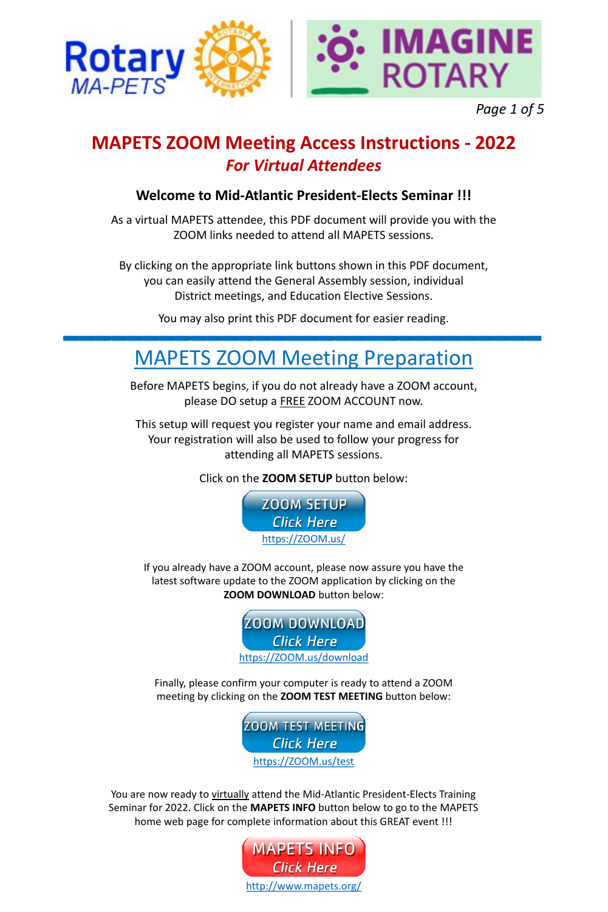# MAPETS ZOOM Meeting Access Instructions - 2022

## *For Virtual Attendees*

**Welcome to Mid-Atlantic President-Elects Seminar !!!**

As a virtual MAPETS attendee, this PDF document will provide you with the ZOOM links needed to attend all MAPETS sessions.

By clicking on the appropriate link buttons shown in this PDF document, you can easily attend the General Assembly session, individual District meetings, and Education Elective Sessions.

You may also print this PDF document for easier reading.

---

## MAPETS ZOOM Meeting Preparation

Before MAPETS begins, if you do not already have a ZOOM account, please DO setup a FREE ZOOM ACCOUNT now.

This setup will request you register your name and email address. Your registration will also be used to follow your progress for attending all MAPETS sessions.

Click on the **ZOOM SETUP** button below:

ZOOM SETUP
*Click Here*
https://ZOOM.us/

If you already have a ZOOM account, please now assure you have the latest software update to the ZOOM application by clicking on the **ZOOM DOWNLOAD** button below:

ZOOM DOWNLOAD
*Click Here*
https://ZOOM.us/download

Finally, please confirm your computer is ready to attend a ZOOM meeting by clicking on the **ZOOM TEST MEETING** button below:

ZOOM TEST MEETING
*Click Here*
https://ZOOM.us/test

You are now ready to virtually attend the Mid-Atlantic President-Elects Training Seminar for 2022. Click on the **MAPETS INFO** button below to go to the MAPETS home web page for complete information about this GREAT event !!!

MAPETS INFO
*Click Here*
http://www.mapets.org/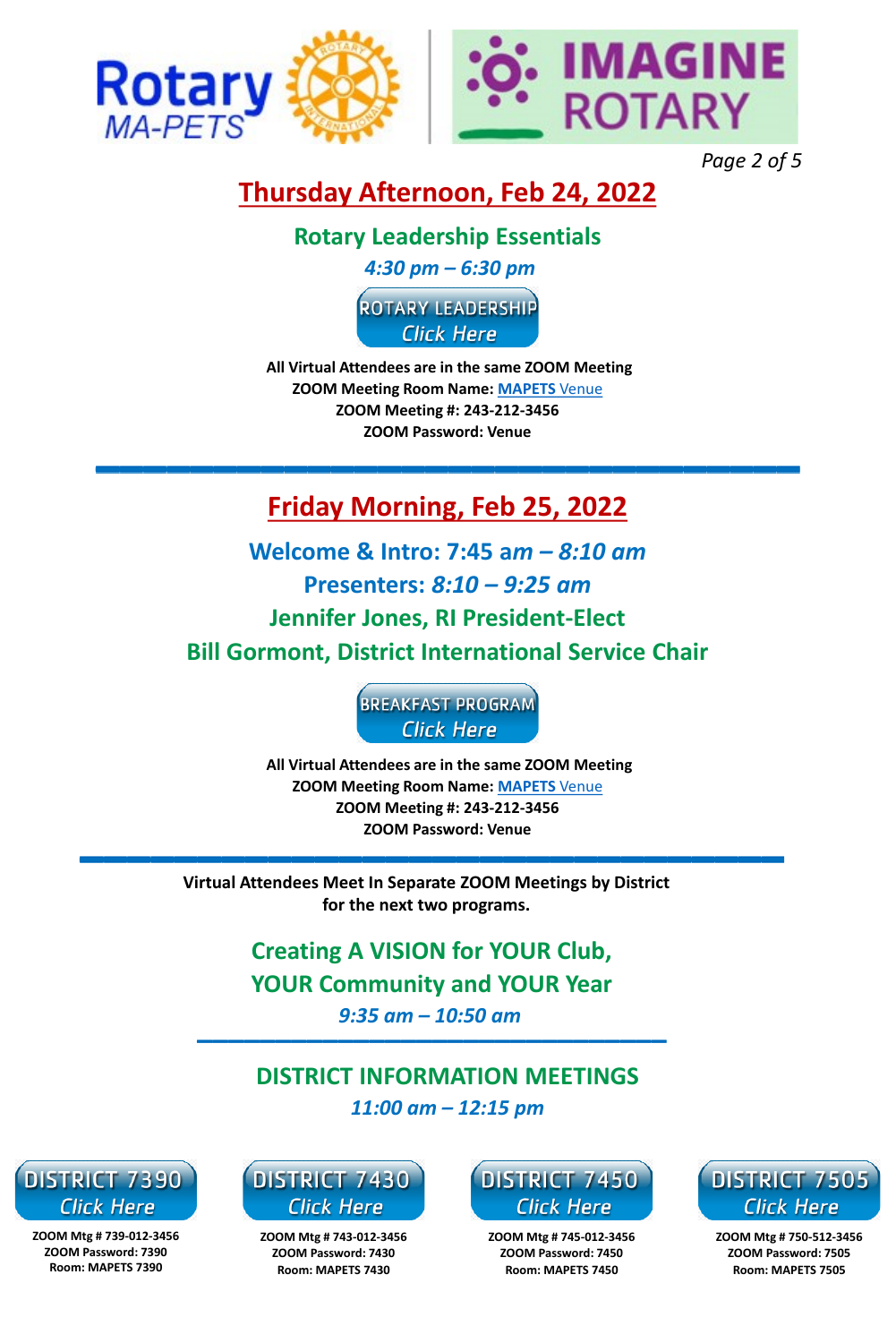## Thursday Afternoon, Feb 24, 2022

### Rotary Leadership Essentials

*4:30 pm – 6:30 pm*

ROTARY LEADERSHIP
*Click Here*

**All Virtual Attendees are in the same ZOOM Meeting**
**ZOOM Meeting Room Name: MAPETS Venue**
**ZOOM Meeting #: 243-212-3456**
**ZOOM Password: Venue**

---

## Friday Morning, Feb 25, 2022

### Welcome & Intro: 7:45 am – *8:10 am*

### Presenters: *8:10 – 9:25 am*

### Jennifer Jones, RI President-Elect

### Bill Gormont, District International Service Chair

BREAKFAST PROGRAM
*Click Here*

**All Virtual Attendees are in the same ZOOM Meeting**
**ZOOM Meeting Room Name: MAPETS Venue**
**ZOOM Meeting #: 243-212-3456**
**ZOOM Password: Venue**

---

**Virtual Attendees Meet In Separate ZOOM Meetings by District for the next two programs.**

### Creating A VISION for YOUR Club, YOUR Community and YOUR Year

*9:35 am – 10:50 am*

---

### DISTRICT INFORMATION MEETINGS

*11:00 am – 12:15 pm*

DISTRICT 7390
*Click Here*

**ZOOM Mtg # 739-012-3456**
**ZOOM Password: 7390**
**Room: MAPETS 7390**

DISTRICT 7430
*Click Here*

**ZOOM Mtg # 743-012-3456**
**ZOOM Password: 7430**
**Room: MAPETS 7430**

DISTRICT 7450
*Click Here*

**ZOOM Mtg # 745-012-3456**
**ZOOM Password: 7450**
**Room: MAPETS 7450**

DISTRICT 7505
*Click Here*

**ZOOM Mtg # 750-512-3456**
**ZOOM Password: 7505**
**Room: MAPETS 7505**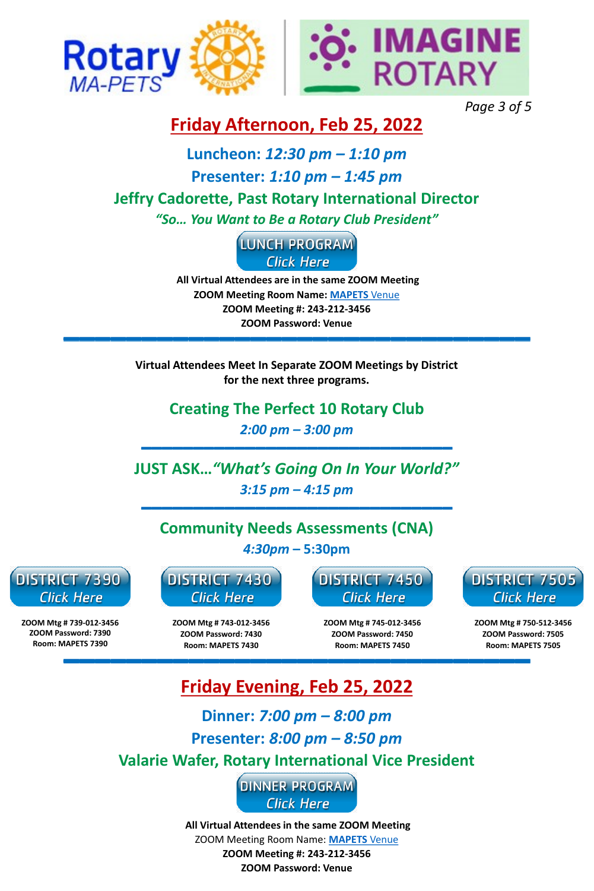# Friday Afternoon, Feb 25, 2022

**Luncheon:** ***12:30 pm – 1:10 pm***

**Presenter:** ***1:10 pm – 1:45 pm***

## Jeffry Cadorette, Past Rotary International Director

***"So… You Want to Be a Rotary Club President"***

LUNCH PROGRAM
*Click Here*

**All Virtual Attendees are in the same ZOOM Meeting**
**ZOOM Meeting Room Name: MAPETS Venue**
**ZOOM Meeting #: 243-212-3456**
**ZOOM Password: Venue**

---

**Virtual Attendees Meet In Separate ZOOM Meetings by District for the next three programs.**

## Creating The Perfect 10 Rotary Club

***2:00 pm – 3:00 pm***

---

## JUST ASK…*"What's Going On In Your World?"*

***3:15 pm – 4:15 pm***

---

## Community Needs Assessments (CNA)

***4:30pm*** **– 5:30pm**

| DISTRICT 7390 *Click Here* | DISTRICT 7430 *Click Here* | DISTRICT 7450 *Click Here* | DISTRICT 7505 *Click Here* |
| --- | --- | --- | --- |
| **ZOOM Mtg # 739-012-3456** | **ZOOM Mtg # 743-012-3456** | **ZOOM Mtg # 745-012-3456** | **ZOOM Mtg # 750-512-3456** |
| **ZOOM Password: 7390** | **ZOOM Password: 7430** | **ZOOM Password: 7450** | **ZOOM Password: 7505** |
| **Room: MAPETS 7390** | **Room: MAPETS 7430** | **Room: MAPETS 7450** | **Room: MAPETS 7505** |

---

# Friday Evening, Feb 25, 2022

**Dinner:** ***7:00 pm – 8:00 pm***

**Presenter:** ***8:00 pm – 8:50 pm***

## Valarie Wafer, Rotary International Vice President

DINNER PROGRAM
*Click Here*

**All Virtual Attendees in the same ZOOM Meeting**
ZOOM Meeting Room Name: **MAPETS** Venue
**ZOOM Meeting #: 243-212-3456**
**ZOOM Password: Venue**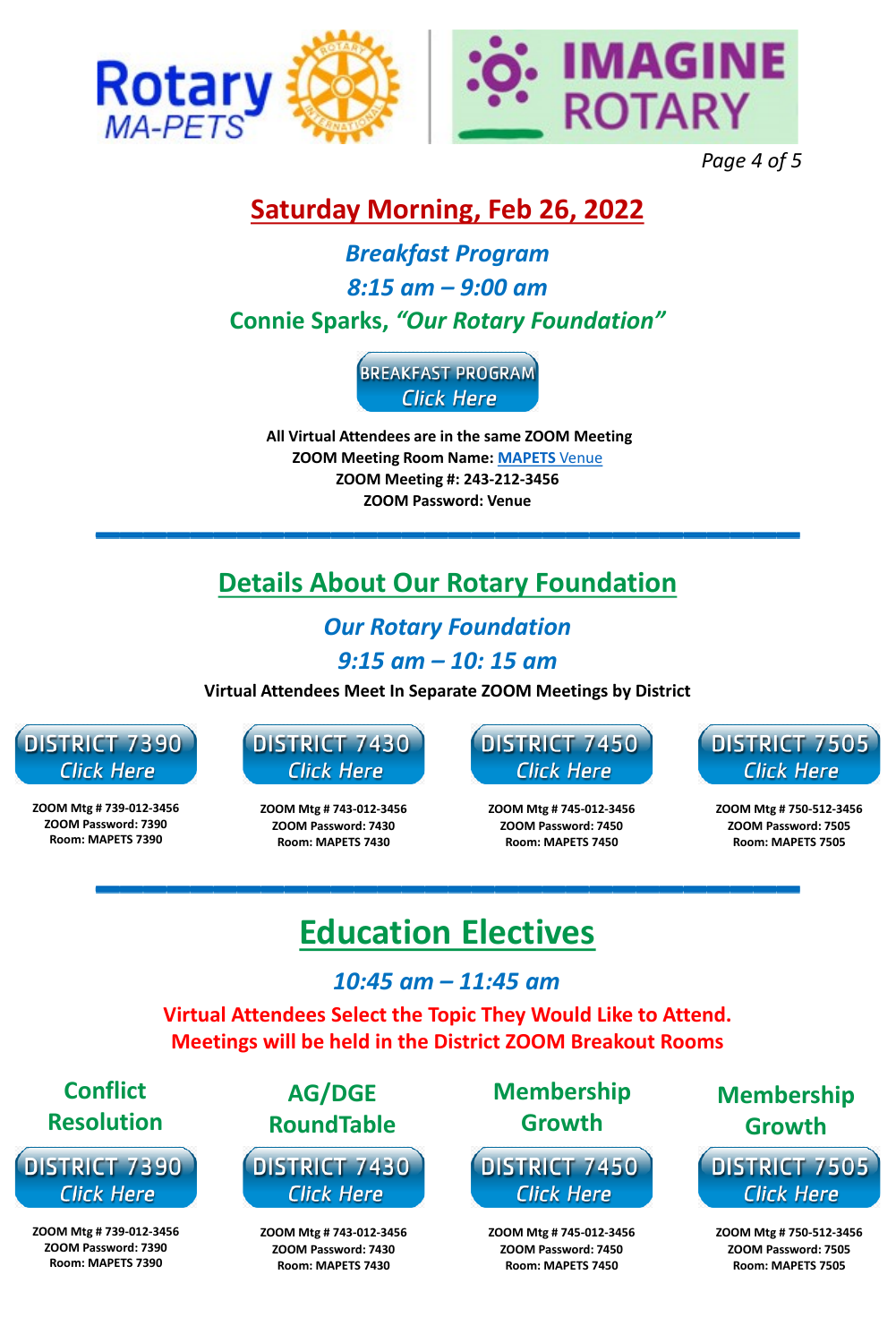Rotary MA-PETS | IMAGINE ROTARY

## Saturday Morning, Feb 26, 2022

***Breakfast Program***

***8:15 am – 9:00 am***

**Connie Sparks, *"Our Rotary Foundation"***

BREAKFAST PROGRAM
*Click Here*

**All Virtual Attendees are in the same ZOOM Meeting**
**ZOOM Meeting Room Name: MAPETS Venue**
**ZOOM Meeting #: 243-212-3456**
**ZOOM Password: Venue**

---

## Details About Our Rotary Foundation

***Our Rotary Foundation***

***9:15 am – 10: 15 am***

**Virtual Attendees Meet In Separate ZOOM Meetings by District**

| DISTRICT 7390 *Click Here* | DISTRICT 7430 *Click Here* | DISTRICT 7450 *Click Here* | DISTRICT 7505 *Click Here* |
|---|---|---|---|
| **ZOOM Mtg # 739-012-3456** | **ZOOM Mtg # 743-012-3456** | **ZOOM Mtg # 745-012-3456** | **ZOOM Mtg # 750-512-3456** |
| **ZOOM Password: 7390** | **ZOOM Password: 7430** | **ZOOM Password: 7450** | **ZOOM Password: 7505** |
| **Room: MAPETS 7390** | **Room: MAPETS 7430** | **Room: MAPETS 7450** | **Room: MAPETS 7505** |

---

# Education Electives

***10:45 am – 11:45 am***

**Virtual Attendees Select the Topic They Would Like to Attend.**
**Meetings will be held in the District ZOOM Breakout Rooms**

| Conflict Resolution | AG/DGE RoundTable | Membership Growth | Membership Growth |
|---|---|---|---|
| DISTRICT 7390 *Click Here* | DISTRICT 7430 *Click Here* | DISTRICT 7450 *Click Here* | DISTRICT 7505 *Click Here* |
| **ZOOM Mtg # 739-012-3456** | **ZOOM Mtg # 743-012-3456** | **ZOOM Mtg # 745-012-3456** | **ZOOM Mtg # 750-512-3456** |
| **ZOOM Password: 7390** | **ZOOM Password: 7430** | **ZOOM Password: 7450** | **ZOOM Password: 7505** |
| **Room: MAPETS 7390** | **Room: MAPETS 7430** | **Room: MAPETS 7450** | **Room: MAPETS 7505** |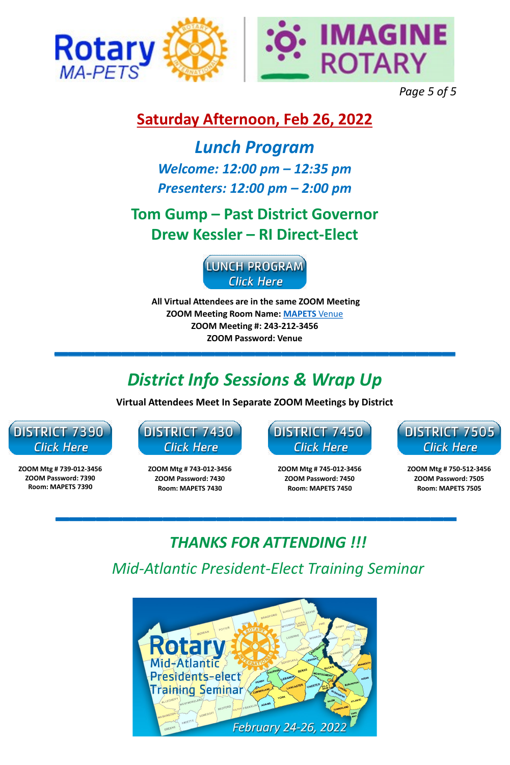## Saturday Afternoon, Feb 26, 2022

### *Lunch Program*

***Welcome: 12:00 pm – 12:35 pm***

***Presenters: 12:00 pm – 2:00 pm***

**Tom Gump – Past District Governor**

**Drew Kessler – RI Direct-Elect**

LUNCH PROGRAM
*Click Here*

**All Virtual Attendees are in the same ZOOM Meeting**
**ZOOM Meeting Room Name: MAPETS Venue**
**ZOOM Meeting #: 243-212-3456**
**ZOOM Password: Venue**

---

## *District Info Sessions & Wrap Up*

**Virtual Attendees Meet In Separate ZOOM Meetings by District**

DISTRICT 7390
*Click Here*

**ZOOM Mtg # 739-012-3456**
**ZOOM Password: 7390**
**Room: MAPETS 7390**

DISTRICT 7430
*Click Here*

**ZOOM Mtg # 743-012-3456**
**ZOOM Password: 7430**
**Room: MAPETS 7430**

DISTRICT 7450
*Click Here*

**ZOOM Mtg # 745-012-3456**
**ZOOM Password: 7450**
**Room: MAPETS 7450**

DISTRICT 7505
*Click Here*

**ZOOM Mtg # 750-512-3456**
**ZOOM Password: 7505**
**Room: MAPETS 7505**

---

### *THANKS FOR ATTENDING !!!*

*Mid-Atlantic President-Elect Training Seminar*

Rotary Mid-Atlantic Presidents-elect Training Seminar

*February 24-26, 2022*